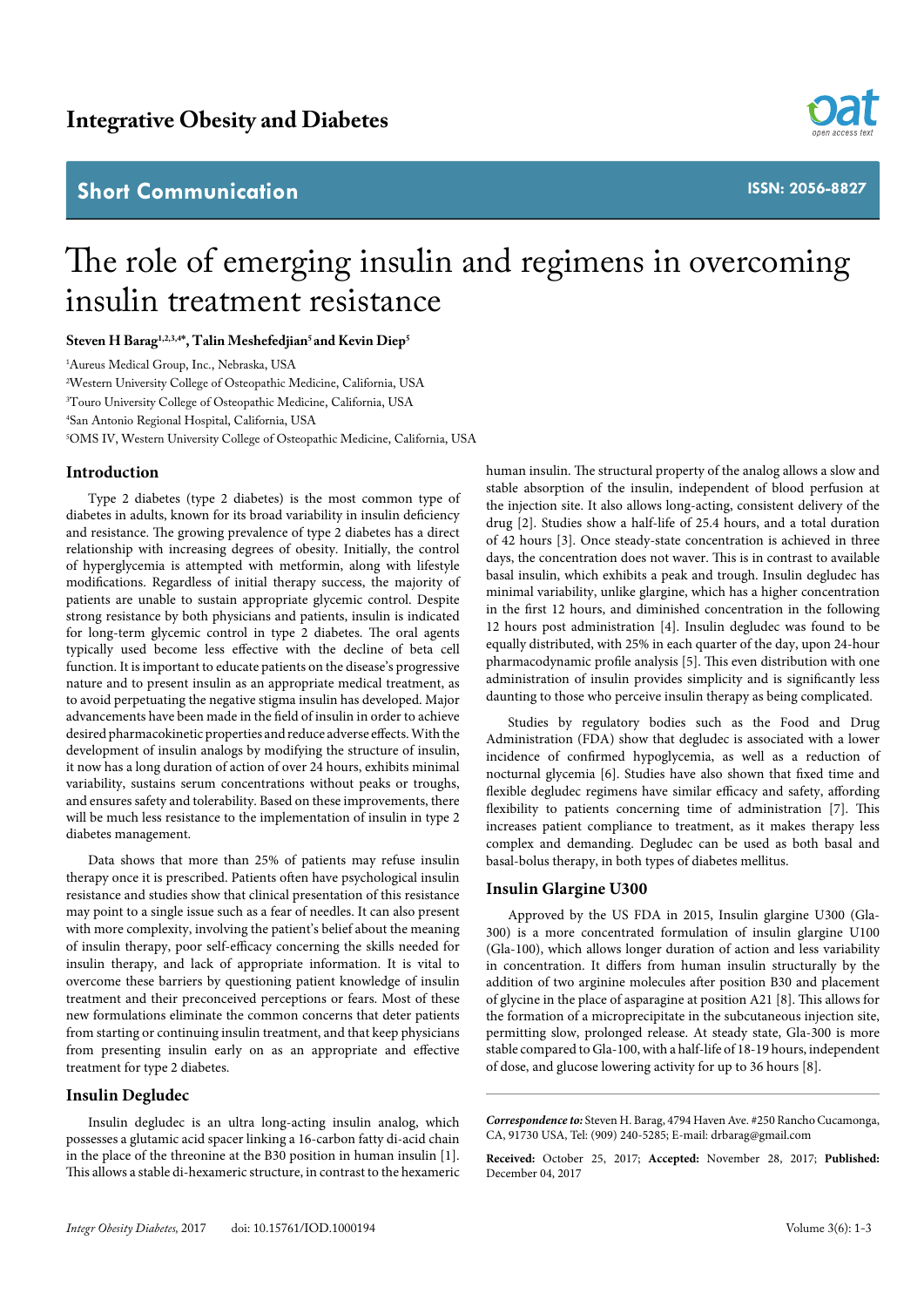# The role of emerging insulin and regimens in overcoming insulin treatment resistance

**Steven H Barag[1,2,3,4*], Talin Meshefedjian[5] and Kevin Diep[5]**

[1]Aureus Medical Group, Inc., Nebraska, USA

[2]Western University College of Osteopathic Medicine, California, USA

[3]Touro University College of Osteopathic Medicine, California, USA

[4]San Antonio Regional Hospital, California, USA

[5]OMS IV, Western University College of Osteopathic Medicine, California, USA

## Introduction

Type 2 diabetes (type 2 diabetes) is the most common type of diabetes in adults, known for its broad variability in insulin deficiency and resistance. The growing prevalence of type 2 diabetes has a direct relationship with increasing degrees of obesity. Initially, the control of hyperglycemia is attempted with metformin, along with lifestyle modifications. Regardless of initial therapy success, the majority of patients are unable to sustain appropriate glycemic control. Despite strong resistance by both physicians and patients, insulin is indicated for long-term glycemic control in type 2 diabetes. The oral agents typically used become less effective with the decline of beta cell function. It is important to educate patients on the disease's progressive nature and to present insulin as an appropriate medical treatment, as to avoid perpetuating the negative stigma insulin has developed. Major advancements have been made in the field of insulin in order to achieve desired pharmacokinetic properties and reduce adverse effects. With the development of insulin analogs by modifying the structure of insulin, it now has a long duration of action of over 24 hours, exhibits minimal variability, sustains serum concentrations without peaks or troughs, and ensures safety and tolerability. Based on these improvements, there will be much less resistance to the implementation of insulin in type 2 diabetes management.

Data shows that more than 25% of patients may refuse insulin therapy once it is prescribed. Patients often have psychological insulin resistance and studies show that clinical presentation of this resistance may point to a single issue such as a fear of needles. It can also present with more complexity, involving the patient's belief about the meaning of insulin therapy, poor self-efficacy concerning the skills needed for insulin therapy, and lack of appropriate information. It is vital to overcome these barriers by questioning patient knowledge of insulin treatment and their preconceived perceptions or fears. Most of these new formulations eliminate the common concerns that deter patients from starting or continuing insulin treatment, and that keep physicians from presenting insulin early on as an appropriate and effective treatment for type 2 diabetes.

## Insulin Degludec

Insulin degludec is an ultra long-acting insulin analog, which possesses a glutamic acid spacer linking a 16-carbon fatty di-acid chain in the place of the threonine at the B30 position in human insulin [1]. This allows a stable di-hexameric structure, in contrast to the hexameric human insulin. The structural property of the analog allows a slow and stable absorption of the insulin, independent of blood perfusion at the injection site. It also allows long-acting, consistent delivery of the drug [2]. Studies show a half-life of 25.4 hours, and a total duration of 42 hours [3]. Once steady-state concentration is achieved in three days, the concentration does not waver. This is in contrast to available basal insulin, which exhibits a peak and trough. Insulin degludec has minimal variability, unlike glargine, which has a higher concentration in the first 12 hours, and diminished concentration in the following 12 hours post administration [4]. Insulin degludec was found to be equally distributed, with 25% in each quarter of the day, upon 24-hour pharmacodynamic profile analysis [5]. This even distribution with one administration of insulin provides simplicity and is significantly less daunting to those who perceive insulin therapy as being complicated.

Studies by regulatory bodies such as the Food and Drug Administration (FDA) show that degludec is associated with a lower incidence of confirmed hypoglycemia, as well as a reduction of nocturnal glycemia [6]. Studies have also shown that fixed time and flexible degludec regimens have similar efficacy and safety, affording flexibility to patients concerning time of administration [7]. This increases patient compliance to treatment, as it makes therapy less complex and demanding. Degludec can be used as both basal and basal-bolus therapy, in both types of diabetes mellitus.

## Insulin Glargine U300

Approved by the US FDA in 2015, Insulin glargine U300 (Gla-300) is a more concentrated formulation of insulin glargine U100 (Gla-100), which allows longer duration of action and less variability in concentration. It differs from human insulin structurally by the addition of two arginine molecules after position B30 and placement of glycine in the place of asparagine at position A21 [8]. This allows for the formation of a microprecipitate in the subcutaneous injection site, permitting slow, prolonged release. At steady state, Gla-300 is more stable compared to Gla-100, with a half-life of 18-19 hours, independent of dose, and glucose lowering activity for up to 36 hours [8].

***Correspondence to:*** Steven H. Barag, 4794 Haven Ave. #250 Rancho Cucamonga, CA, 91730 USA, Tel: (909) 240-5285; E-mail: drbarag@gmail.com

**Received:** October 25, 2017; **Accepted:** November 28, 2017; **Published:** December 04, 2017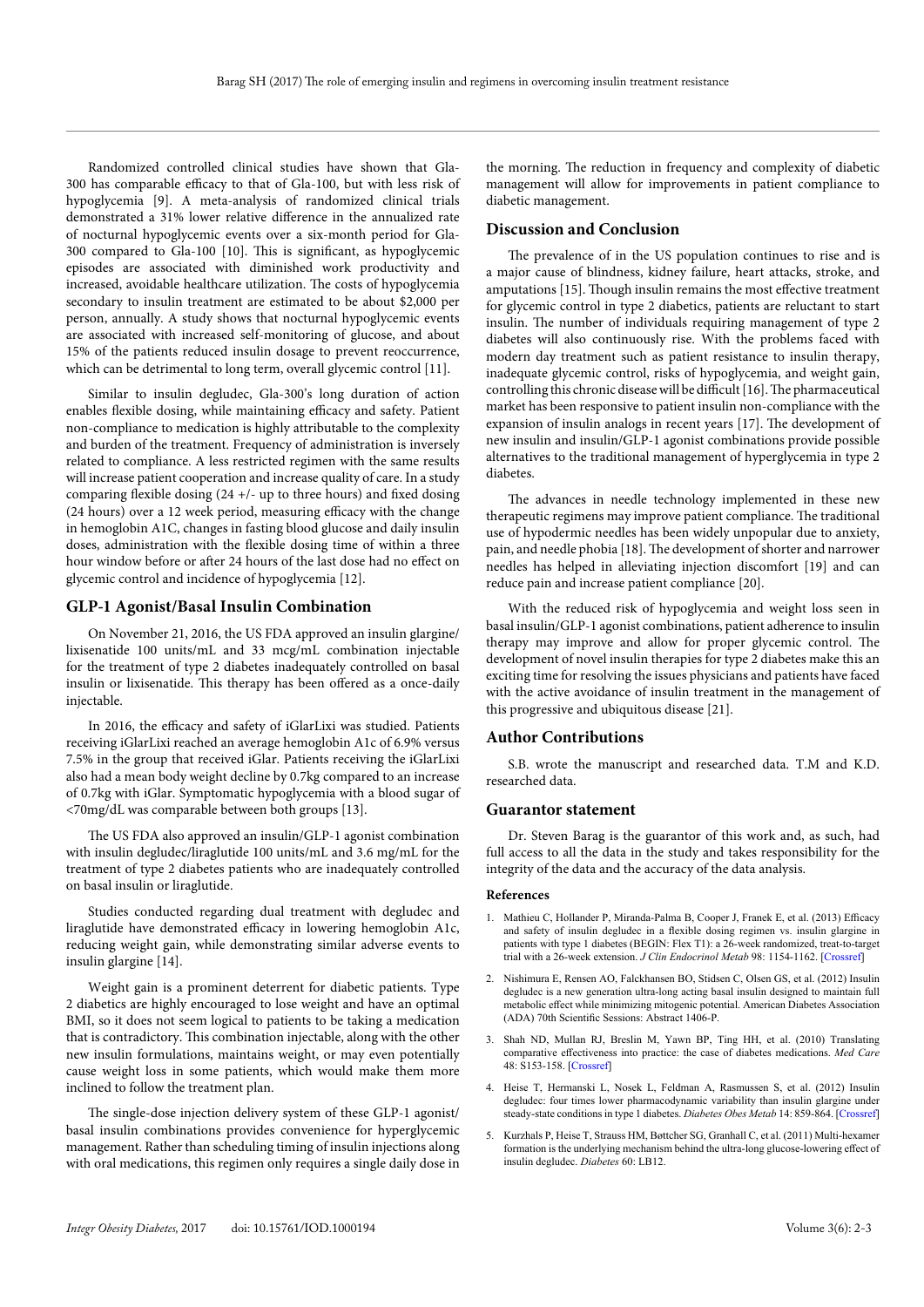Randomized controlled clinical studies have shown that Gla-300 has comparable efficacy to that of Gla-100, but with less risk of hypoglycemia [9]. A meta-analysis of randomized clinical trials demonstrated a 31% lower relative difference in the annualized rate of nocturnal hypoglycemic events over a six-month period for Gla-300 compared to Gla-100 [10]. This is significant, as hypoglycemic episodes are associated with diminished work productivity and increased, avoidable healthcare utilization. The costs of hypoglycemia secondary to insulin treatment are estimated to be about $2,000 per person, annually. A study shows that nocturnal hypoglycemic events are associated with increased self-monitoring of glucose, and about 15% of the patients reduced insulin dosage to prevent reoccurrence, which can be detrimental to long term, overall glycemic control [11].

Similar to insulin degludec, Gla-300's long duration of action enables flexible dosing, while maintaining efficacy and safety. Patient non-compliance to medication is highly attributable to the complexity and burden of the treatment. Frequency of administration is inversely related to compliance. A less restricted regimen with the same results will increase patient cooperation and increase quality of care. In a study comparing flexible dosing (24 +/- up to three hours) and fixed dosing (24 hours) over a 12 week period, measuring efficacy with the change in hemoglobin A1C, changes in fasting blood glucose and daily insulin doses, administration with the flexible dosing time of within a three hour window before or after 24 hours of the last dose had no effect on glycemic control and incidence of hypoglycemia [12].

## GLP-1 Agonist/Basal Insulin Combination

On November 21, 2016, the US FDA approved an insulin glargine/lixisenatide 100 units/mL and 33 mcg/mL combination injectable for the treatment of type 2 diabetes inadequately controlled on basal insulin or lixisenatide. This therapy has been offered as a once-daily injectable.

In 2016, the efficacy and safety of iGlarLixi was studied. Patients receiving iGlarLixi reached an average hemoglobin A1c of 6.9% versus 7.5% in the group that received iGlar. Patients receiving the iGlarLixi also had a mean body weight decline by 0.7kg compared to an increase of 0.7kg with iGlar. Symptomatic hypoglycemia with a blood sugar of <70mg/dL was comparable between both groups [13].

The US FDA also approved an insulin/GLP-1 agonist combination with insulin degludec/liraglutide 100 units/mL and 3.6 mg/mL for the treatment of type 2 diabetes patients who are inadequately controlled on basal insulin or liraglutide.

Studies conducted regarding dual treatment with degludec and liraglutide have demonstrated efficacy in lowering hemoglobin A1c, reducing weight gain, while demonstrating similar adverse events to insulin glargine [14].

Weight gain is a prominent deterrent for diabetic patients. Type 2 diabetics are highly encouraged to lose weight and have an optimal BMI, so it does not seem logical to patients to be taking a medication that is contradictory. This combination injectable, along with the other new insulin formulations, maintains weight, or may even potentially cause weight loss in some patients, which would make them more inclined to follow the treatment plan.

The single-dose injection delivery system of these GLP-1 agonist/basal insulin combinations provides convenience for hyperglycemic management. Rather than scheduling timing of insulin injections along with oral medications, this regimen only requires a single daily dose in the morning. The reduction in frequency and complexity of diabetic management will allow for improvements in patient compliance to diabetic management.

## Discussion and Conclusion

The prevalence of in the US population continues to rise and is a major cause of blindness, kidney failure, heart attacks, stroke, and amputations [15]. Though insulin remains the most effective treatment for glycemic control in type 2 diabetics, patients are reluctant to start insulin. The number of individuals requiring management of type 2 diabetes will also continuously rise. With the problems faced with modern day treatment such as patient resistance to insulin therapy, inadequate glycemic control, risks of hypoglycemia, and weight gain, controlling this chronic disease will be difficult [16]. The pharmaceutical market has been responsive to patient insulin non-compliance with the expansion of insulin analogs in recent years [17]. The development of new insulin and insulin/GLP-1 agonist combinations provide possible alternatives to the traditional management of hyperglycemia in type 2 diabetes.

The advances in needle technology implemented in these new therapeutic regimens may improve patient compliance. The traditional use of hypodermic needles has been widely unpopular due to anxiety, pain, and needle phobia [18]. The development of shorter and narrower needles has helped in alleviating injection discomfort [19] and can reduce pain and increase patient compliance [20].

With the reduced risk of hypoglycemia and weight loss seen in basal insulin/GLP-1 agonist combinations, patient adherence to insulin therapy may improve and allow for proper glycemic control. The development of novel insulin therapies for type 2 diabetes make this an exciting time for resolving the issues physicians and patients have faced with the active avoidance of insulin treatment in the management of this progressive and ubiquitous disease [21].

## Author Contributions

S.B. wrote the manuscript and researched data. T.M and K.D. researched data.

## Guarantor statement

Dr. Steven Barag is the guarantor of this work and, as such, had full access to all the data in the study and takes responsibility for the integrity of the data and the accuracy of the data analysis.

## References

1. Mathieu C, Hollander P, Miranda-Palma B, Cooper J, Franek E, et al. (2013) Efficacy and safety of insulin degludec in a flexible dosing regimen vs. insulin glargine in patients with type 1 diabetes (BEGIN: Flex T1): a 26-week randomized, treat-to-target trial with a 26-week extension. *J Clin Endocrinol Metab* 98: 1154-1162. [Crossref]
2. Nishimura E, Rensen AO, Falckhansen BO, Stidsen C, Olsen GS, et al. (2012) Insulin degludec is a new generation ultra-long acting basal insulin designed to maintain full metabolic effect while minimizing mitogenic potential. American Diabetes Association (ADA) 70th Scientific Sessions: Abstract 1406-P.
3. Shah ND, Mullan RJ, Breslin M, Yawn BP, Ting HH, et al. (2010) Translating comparative effectiveness into practice: the case of diabetes medications. *Med Care* 48: S153-158. [Crossref]
4. Heise T, Hermanski L, Nosek L, Feldman A, Rasmussen S, et al. (2012) Insulin degludec: four times lower pharmacodynamic variability than insulin glargine under steady-state conditions in type 1 diabetes. *Diabetes Obes Metab* 14: 859-864. [Crossref]
5. Kurzhals P, Heise T, Strauss HM, Bøttcher SG, Granhall C, et al. (2011) Multi-hexamer formation is the underlying mechanism behind the ultra-long glucose-lowering effect of insulin degludec. *Diabetes* 60: LB12.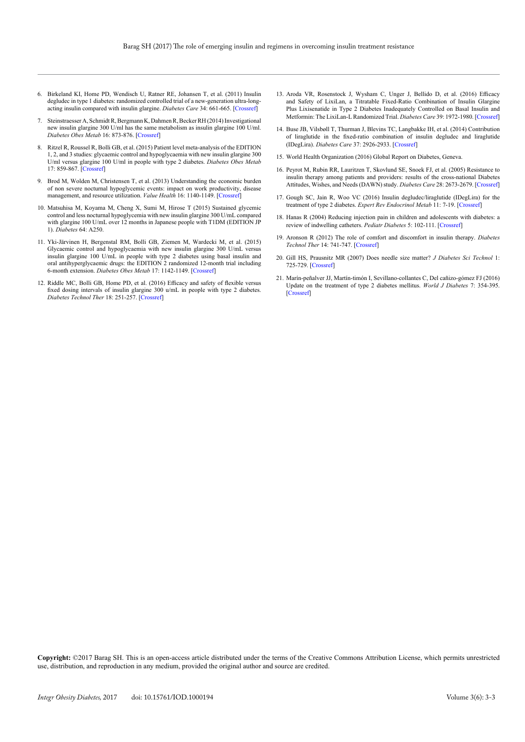6. Birkeland KI, Home PD, Wendisch U, Ratner RE, Johansen T, et al. (2011) Insulin degludec in type 1 diabetes: randomized controlled trial of a new-generation ultra-long-acting insulin compared with insulin glargine. *Diabetes Care* 34: 661-665. [Crossref]

7. Steinstraesser A, Schmidt R, Bergmann K, Dahmen R, Becker RH (2014) Investigational new insulin glargine 300 U/ml has the same metabolism as insulin glargine 100 U/ml. *Diabetes Obes Metab* 16: 873-876. [Crossref]

8. Ritzel R, Roussel R, Bolli GB, et al. (2015) Patient level meta-analysis of the EDITION 1, 2, and 3 studies: glycaemic control and hypoglycaemia with new insulin glargine 300 U/ml versus glargine 100 U/ml in people with type 2 diabetes. *Diabetes Obes Metab* 17: 859-867. [Crossref]

9. Brod M, Wolden M, Christensen T, et al. (2013) Understanding the economic burden of non severe nocturnal hypoglycemic events: impact on work productivity, disease management, and resource utilization. *Value Health* 16: 1140-1149. [Crossref]

10. Matsuhisa M, Koyama M, Cheng X, Sumi M, Hirose T (2015) Sustained glycemic control and less nocturnal hypoglycemia with new insulin glargine 300 U/mL compared with glargine 100 U/mL over 12 months in Japanese people with T1DM (EDITION JP 1). *Diabetes* 64: A250.

11. Yki-Järvinen H, Bergenstal RM, Bolli GB, Ziemen M, Wardecki M, et al. (2015) Glycaemic control and hypoglycaemia with new insulin glargine 300 U/mL versus insulin glargine 100 U/mL in people with type 2 diabetes using basal insulin and oral antihyperglycaemic drugs: the EDITION 2 randomized 12-month trial including 6-month extension. *Diabetes Obes Metab* 17: 1142-1149. [Crossref]

12. Riddle MC, Bolli GB, Home PD, et al. (2016) Efficacy and safety of flexible versus fixed dosing intervals of insulin glargine 300 u/mL in people with type 2 diabetes. *Diabetes Technol Ther* 18: 251-257. [Crossref]

13. Aroda VR, Rosenstock J, Wysham C, Unger J, Bellido D, et al. (2016) Efficacy and Safety of LixiLan, a Titratable Fixed-Ratio Combination of Insulin Glargine Plus Lixisenatide in Type 2 Diabetes Inadequately Controlled on Basal Insulin and Metformin: The LixiLan-L Randomized Trial. *Diabetes Care* 39: 1972-1980. [Crossref]

14. Buse JB, Vilsbøll T, Thurman J, Blevins TC, Langbakke IH, et al. (2014) Contribution of liraglutide in the fixed-ratio combination of insulin degludec and liraglutide (IDegLira). *Diabetes Care* 37: 2926-2933. [Crossref]

15. World Health Organization (2016) Global Report on Diabetes, Geneva.

16. Peyrot M, Rubin RR, Lauritzen T, Skovlund SE, Snoek FJ, et al. (2005) Resistance to insulin therapy among patients and providers: results of the cross-national Diabetes Attitudes, Wishes, and Needs (DAWN) study. *Diabetes Care* 28: 2673-2679. [Crossref]

17. Gough SC, Jain R, Woo VC (2016) Insulin degludec/liraglutide (IDegLira) for the treatment of type 2 diabetes. *Expert Rev Endocrinol Metab* 11: 7-19. [Crossref]

18. Hanas R (2004) Reducing injection pain in children and adolescents with diabetes: a review of indwelling catheters. *Pediatr Diabetes* 5: 102-111. [Crossref]

19. Aronson R (2012) The role of comfort and discomfort in insulin therapy. *Diabetes Technol Ther* 14: 741-747. [Crossref]

20. Gill HS, Prausnitz MR (2007) Does needle size matter? *J Diabetes Sci Technol* 1: 725-729. [Crossref]

21. Marín-peñalver JJ, Martín-timón I, Sevillano-collantes C, Del cañizo-gómez FJ (2016) Update on the treatment of type 2 diabetes mellitus. *World J Diabetes* 7: 354-395. [Crossref]

**Copyright:** ©2017 Barag SH. This is an open-access article distributed under the terms of the Creative Commons Attribution License, which permits unrestricted use, distribution, and reproduction in any medium, provided the original author and source are credited.